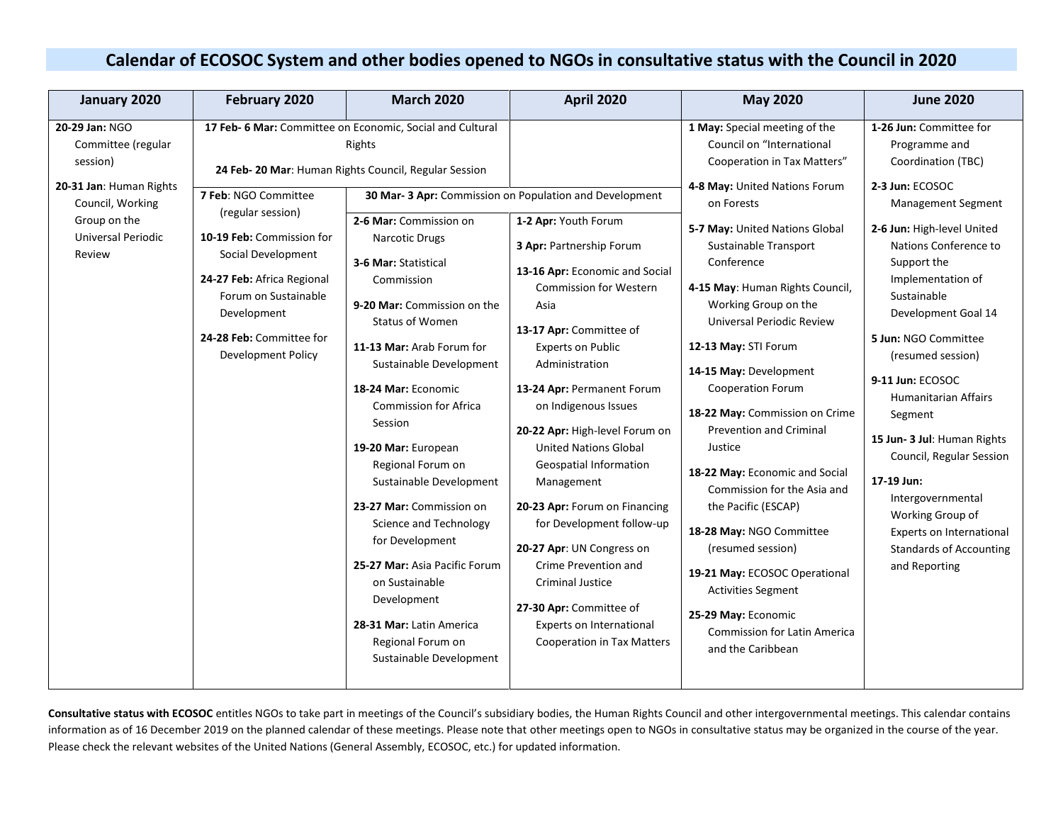# Calendar of ECOSOC System and other bodies opened to NGOs in consultative status with the Council in 2020

| January 2020 | February 2020 | March 2020 | April 2020 | May 2020 | June 2020 |
|---|---|---|---|---|---|
| **20-29 Jan:** NGO Committee (regular session)<br><br>**20-31 Jan**: Human Rights Council, Working Group on the Universal Periodic Review | **17 Feb- 6 Mar:** Committee on Economic, Social and Cultural Rights<br><br>**24 Feb- 20 Mar**: Human Rights Council, Regular Session<br><br>**7 Feb**: NGO Committee (regular session)<br><br>**10-19 Feb:** Commission for Social Development<br><br>**24-27 Feb:** Africa Regional Forum on Sustainable Development<br><br>**24-28 Feb:** Committee for Development Policy | **30 Mar- 3 Apr:** Commission on Population and Development<br><br>**2-6 Mar:** Commission on Narcotic Drugs<br><br>**3-6 Mar:** Statistical Commission<br><br>**9-20 Mar:** Commission on the Status of Women<br><br>**11-13 Mar:** Arab Forum for Sustainable Development<br><br>**18-24 Mar:** Economic Commission for Africa Session<br><br>**19-20 Mar:** European Regional Forum on Sustainable Development<br><br>**23-27 Mar:** Commission on Science and Technology for Development<br><br>**25-27 Mar:** Asia Pacific Forum on Sustainable Development<br><br>**28-31 Mar:** Latin America Regional Forum on Sustainable Development | **1-2 Apr:** Youth Forum<br><br>**3 Apr:** Partnership Forum<br><br>**13-16 Apr:** Economic and Social Commission for Western Asia<br><br>**13-17 Apr:** Committee of Experts on Public Administration<br><br>**13-24 Apr:** Permanent Forum on Indigenous Issues<br><br>**20-22 Apr:** High-level Forum on United Nations Global Geospatial Information Management<br><br>**20-23 Apr:** Forum on Financing for Development follow-up<br><br>**20-27 Apr**: UN Congress on Crime Prevention and Criminal Justice<br><br>**27-30 Apr:** Committee of Experts on International Cooperation in Tax Matters | **1 May:** Special meeting of the Council on "International Cooperation in Tax Matters"<br><br>**4-8 May:** United Nations Forum on Forests<br><br>**5-7 May:** United Nations Global Sustainable Transport Conference<br><br>**4-15 May**: Human Rights Council, Working Group on the Universal Periodic Review<br><br>**12-13 May:** STI Forum<br><br>**14-15 May:** Development Cooperation Forum<br><br>**18-22 May:** Commission on Crime Prevention and Criminal Justice<br><br>**18-22 May:** Economic and Social Commission for the Asia and the Pacific (ESCAP)<br><br>**18-28 May:** NGO Committee (resumed session)<br><br>**19-21 May:** ECOSOC Operational Activities Segment<br><br>**25-29 May:** Economic Commission for Latin America and the Caribbean | **1-26 Jun:** Committee for Programme and Coordination (TBC)<br><br>**2-3 Jun:** ECOSOC Management Segment<br><br>**2-6 Jun:** High-level United Nations Conference to Support the Implementation of Sustainable Development Goal 14<br><br>**5 Jun:** NGO Committee (resumed session)<br><br>**9-11 Jun:** ECOSOC Humanitarian Affairs Segment<br><br>**15 Jun- 3 Jul**: Human Rights Council, Regular Session<br><br>**17-19 Jun:** Intergovernmental Working Group of Experts on International Standards of Accounting and Reporting |

**Consultative status with ECOSOC** entitles NGOs to take part in meetings of the Council's subsidiary bodies, the Human Rights Council and other intergovernmental meetings. This calendar contains information as of 16 December 2019 on the planned calendar of these meetings. Please note that other meetings open to NGOs in consultative status may be organized in the course of the year. Please check the relevant websites of the United Nations (General Assembly, ECOSOC, etc.) for updated information.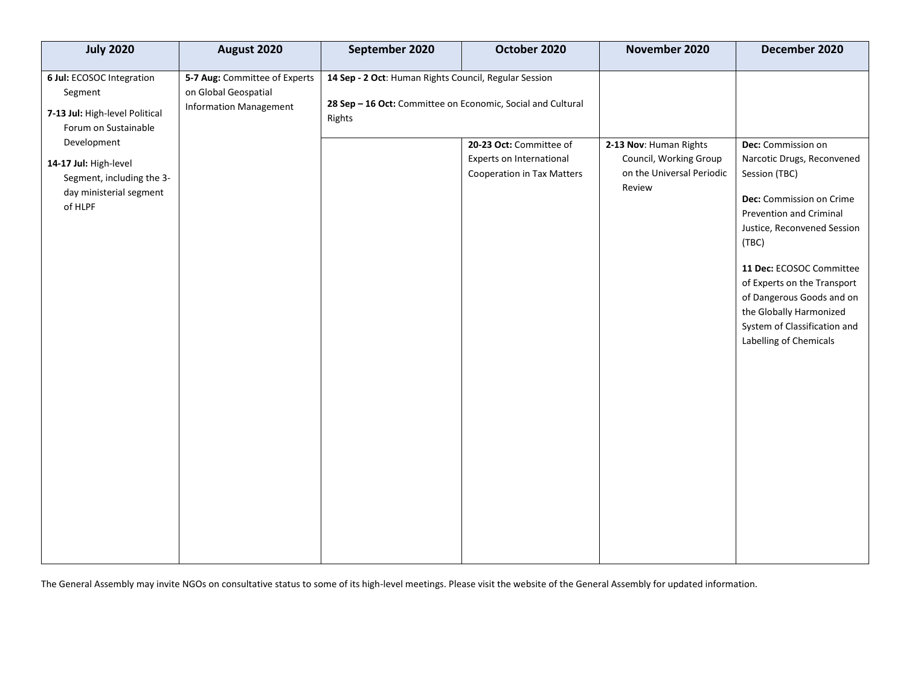| July 2020 | August 2020 | September 2020 | October 2020 | November 2020 | December 2020 |
|---|---|---|---|---|---|
| **6 Jul:** ECOSOC Integration Segment<br><br>**7-13 Jul:** High-level Political Forum on Sustainable Development<br><br>**14-17 Jul:** High-level Segment, including the 3-day ministerial segment of HLPF | **5-7 Aug:** Committee of Experts on Global Geospatial Information Management | **14 Sep - 2 Oct**: Human Rights Council, Regular Session<br><br>**28 Sep – 16 Oct:** Committee on Economic, Social and Cultural Rights | | | |
| | | | **20-23 Oct:** Committee of Experts on International Cooperation in Tax Matters | **2-13 Nov**: Human Rights Council, Working Group on the Universal Periodic Review | **Dec:** Commission on Narcotic Drugs, Reconvened Session (TBC)<br><br>**Dec:** Commission on Crime Prevention and Criminal Justice, Reconvened Session (TBC)<br><br>**11 Dec:** ECOSOC Committee of Experts on the Transport of Dangerous Goods and on the Globally Harmonized System of Classification and Labelling of Chemicals |

The General Assembly may invite NGOs on consultative status to some of its high-level meetings. Please visit the website of the General Assembly for updated information.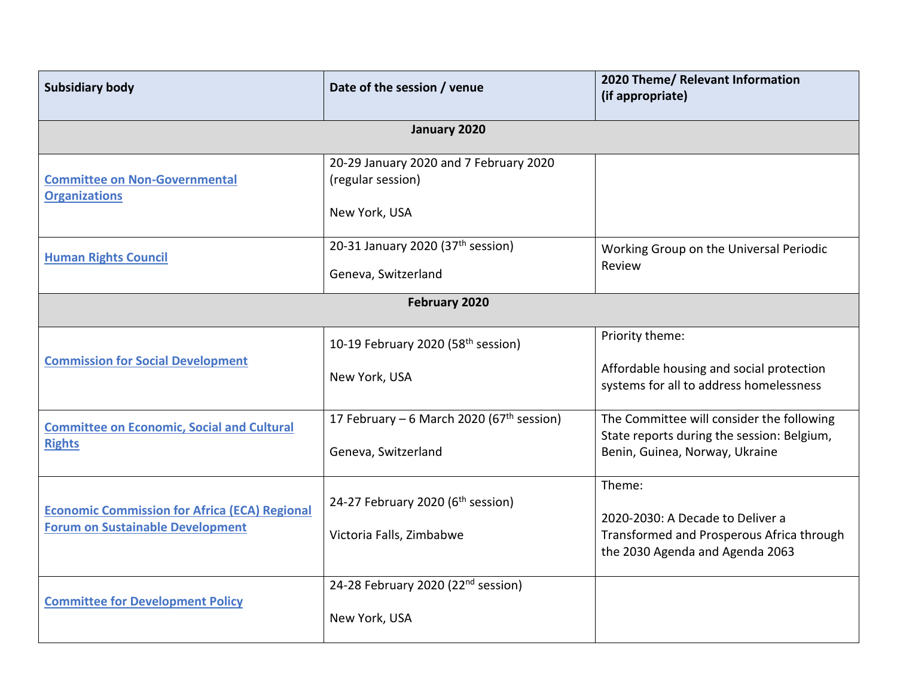| Subsidiary body | Date of the session / venue | 2020 Theme/ Relevant Information (if appropriate) |
|---|---|---|
| **January 2020** | | |
| Committee on Non-Governmental Organizations | 20-29 January 2020 and 7 February 2020 (regular session)<br><br>New York, USA | |
| Human Rights Council | 20-31 January 2020 (37th session)<br><br>Geneva, Switzerland | Working Group on the Universal Periodic Review |
| **February 2020** | | |
| Commission for Social Development | 10-19 February 2020 (58th session)<br><br>New York, USA | Priority theme:<br><br>Affordable housing and social protection systems for all to address homelessness |
| Committee on Economic, Social and Cultural Rights | 17 February – 6 March 2020 (67th session)<br><br>Geneva, Switzerland | The Committee will consider the following State reports during the session: Belgium, Benin, Guinea, Norway, Ukraine |
| Economic Commission for Africa (ECA) Regional Forum on Sustainable Development | 24-27 February 2020 (6th session)<br><br>Victoria Falls, Zimbabwe | Theme:<br><br>2020-2030: A Decade to Deliver a Transformed and Prosperous Africa through the 2030 Agenda and Agenda 2063 |
| Committee for Development Policy | 24-28 February 2020 (22nd session)<br><br>New York, USA | |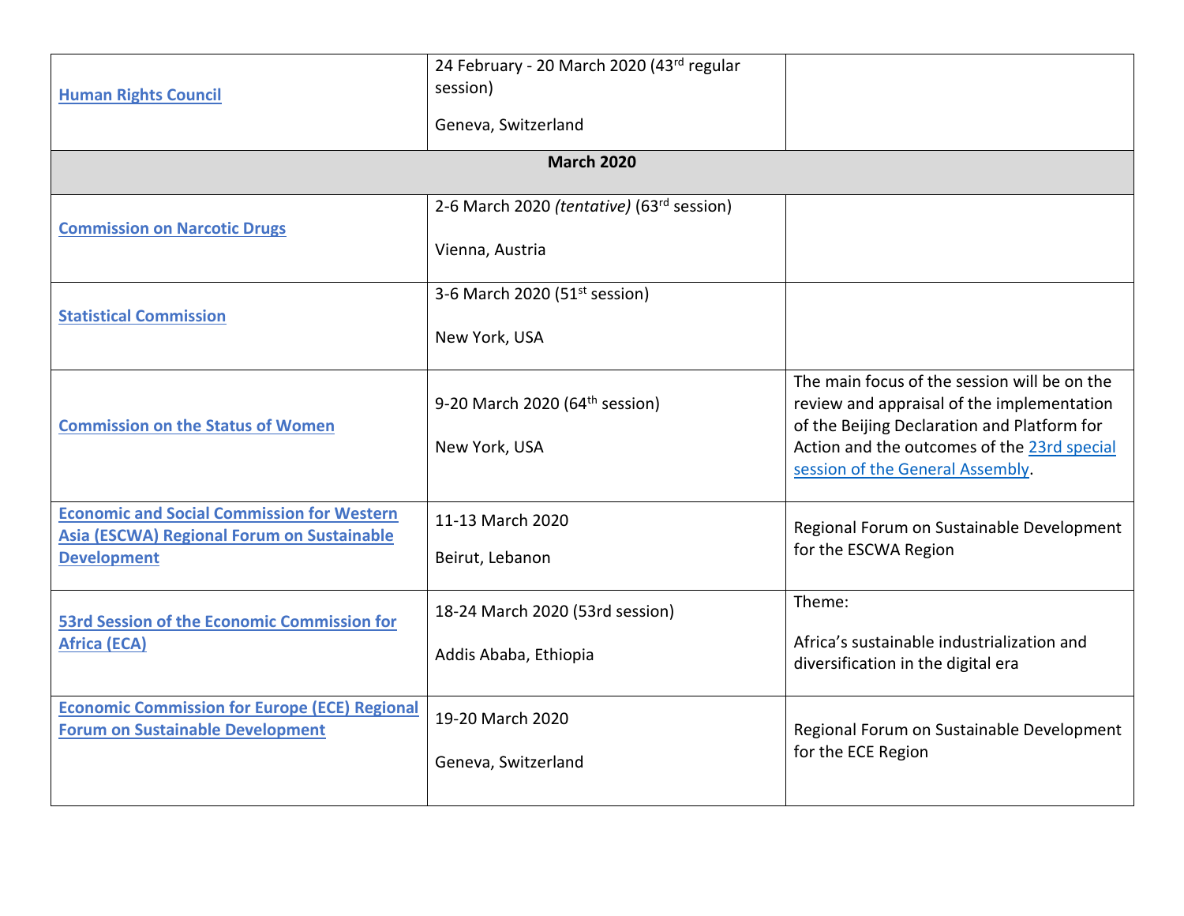| | | |
|---|---|---|
| **Human Rights Council** | 24 February - 20 March 2020 (43rd regular session)<br><br>Geneva, Switzerland | |
| **March 2020** | | |
| **Commission on Narcotic Drugs** | 2-6 March 2020 *(tentative)* (63rd session)<br><br>Vienna, Austria | |
| **Statistical Commission** | 3-6 March 2020 (51st session)<br><br>New York, USA | |
| **Commission on the Status of Women** | 9-20 March 2020 (64th session)<br><br>New York, USA | The main focus of the session will be on the review and appraisal of the implementation of the Beijing Declaration and Platform for Action and the outcomes of the 23rd special session of the General Assembly. |
| **Economic and Social Commission for Western Asia (ESCWA) Regional Forum on Sustainable Development** | 11-13 March 2020<br><br>Beirut, Lebanon | Regional Forum on Sustainable Development for the ESCWA Region |
| **53rd Session of the Economic Commission for Africa (ECA)** | 18-24 March 2020 (53rd session)<br><br>Addis Ababa, Ethiopia | Theme:<br><br>Africa's sustainable industrialization and diversification in the digital era |
| **Economic Commission for Europe (ECE) Regional Forum on Sustainable Development** | 19-20 March 2020<br><br>Geneva, Switzerland | Regional Forum on Sustainable Development for the ECE Region |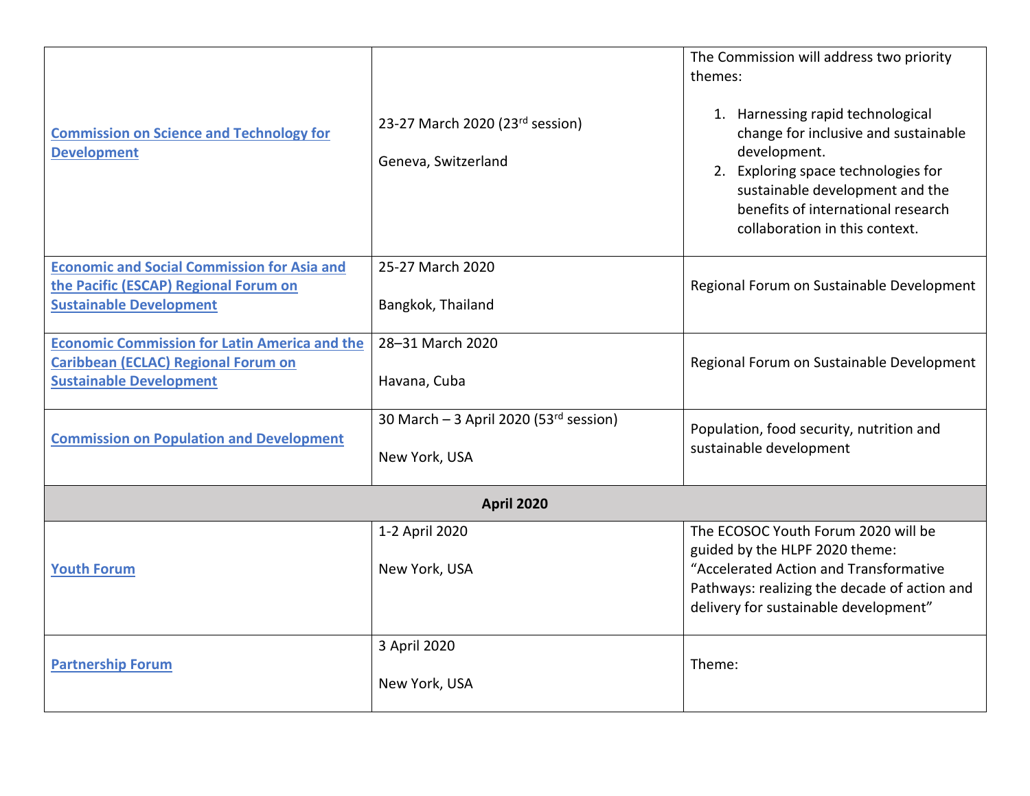| | | |
|---|---|---|
| **Commission on Science and Technology for Development** | 23-27 March 2020 (23rd session)<br><br>Geneva, Switzerland | The Commission will address two priority themes:<br><br>1. Harnessing rapid technological change for inclusive and sustainable development.<br>2. Exploring space technologies for sustainable development and the benefits of international research collaboration in this context. |
| **Economic and Social Commission for Asia and the Pacific (ESCAP) Regional Forum on Sustainable Development** | 25-27 March 2020<br><br>Bangkok, Thailand | Regional Forum on Sustainable Development |
| **Economic Commission for Latin America and the Caribbean (ECLAC) Regional Forum on Sustainable Development** | 28–31 March 2020<br><br>Havana, Cuba | Regional Forum on Sustainable Development |
| **Commission on Population and Development** | 30 March – 3 April 2020 (53rd session)<br><br>New York, USA | Population, food security, nutrition and sustainable development |
| **April 2020** | | |
| **Youth Forum** | 1-2 April 2020<br><br>New York, USA | The ECOSOC Youth Forum 2020 will be guided by the HLPF 2020 theme: "Accelerated Action and Transformative Pathways: realizing the decade of action and delivery for sustainable development" |
| **Partnership Forum** | 3 April 2020<br><br>New York, USA | Theme: |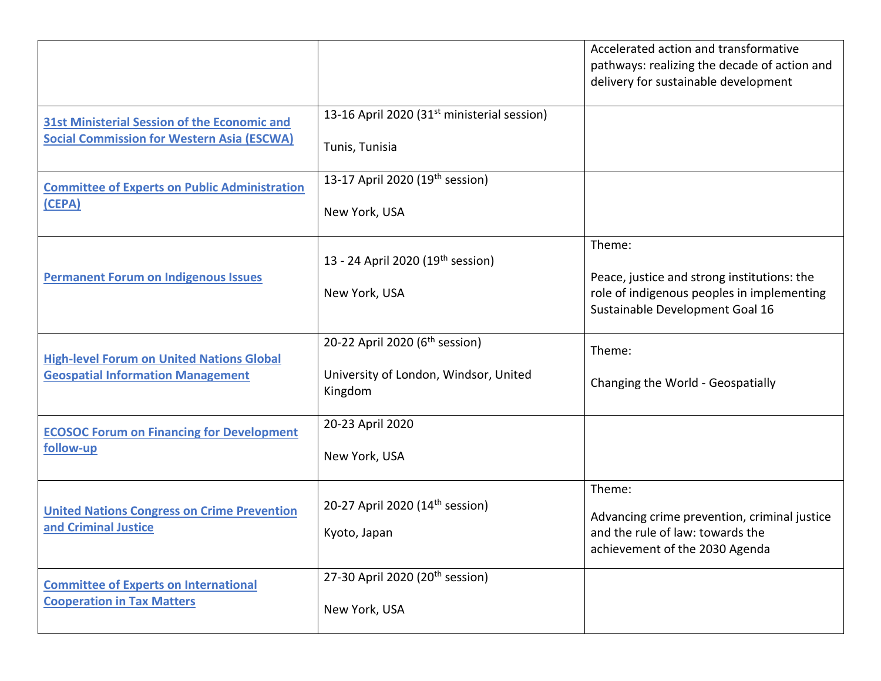| | | |
|---|---|---|
| | | Accelerated action and transformative pathways: realizing the decade of action and delivery for sustainable development |
| **31st Ministerial Session of the Economic and Social Commission for Western Asia (ESCWA)** | 13-16 April 2020 (31st ministerial session)<br><br>Tunis, Tunisia | |
| **Committee of Experts on Public Administration (CEPA)** | 13-17 April 2020 (19th session)<br><br>New York, USA | |
| **Permanent Forum on Indigenous Issues** | 13 - 24 April 2020 (19th session)<br><br>New York, USA | Theme:<br><br>Peace, justice and strong institutions: the role of indigenous peoples in implementing Sustainable Development Goal 16 |
| **High-level Forum on United Nations Global Geospatial Information Management** | 20-22 April 2020 (6th session)<br><br>University of London, Windsor, United Kingdom | Theme:<br><br>Changing the World - Geospatially |
| **ECOSOC Forum on Financing for Development follow-up** | 20-23 April 2020<br><br>New York, USA | |
| **United Nations Congress on Crime Prevention and Criminal Justice** | 20-27 April 2020 (14th session)<br><br>Kyoto, Japan | Theme:<br><br>Advancing crime prevention, criminal justice and the rule of law: towards the achievement of the 2030 Agenda |
| **Committee of Experts on International Cooperation in Tax Matters** | 27-30 April 2020 (20th session)<br><br>New York, USA | |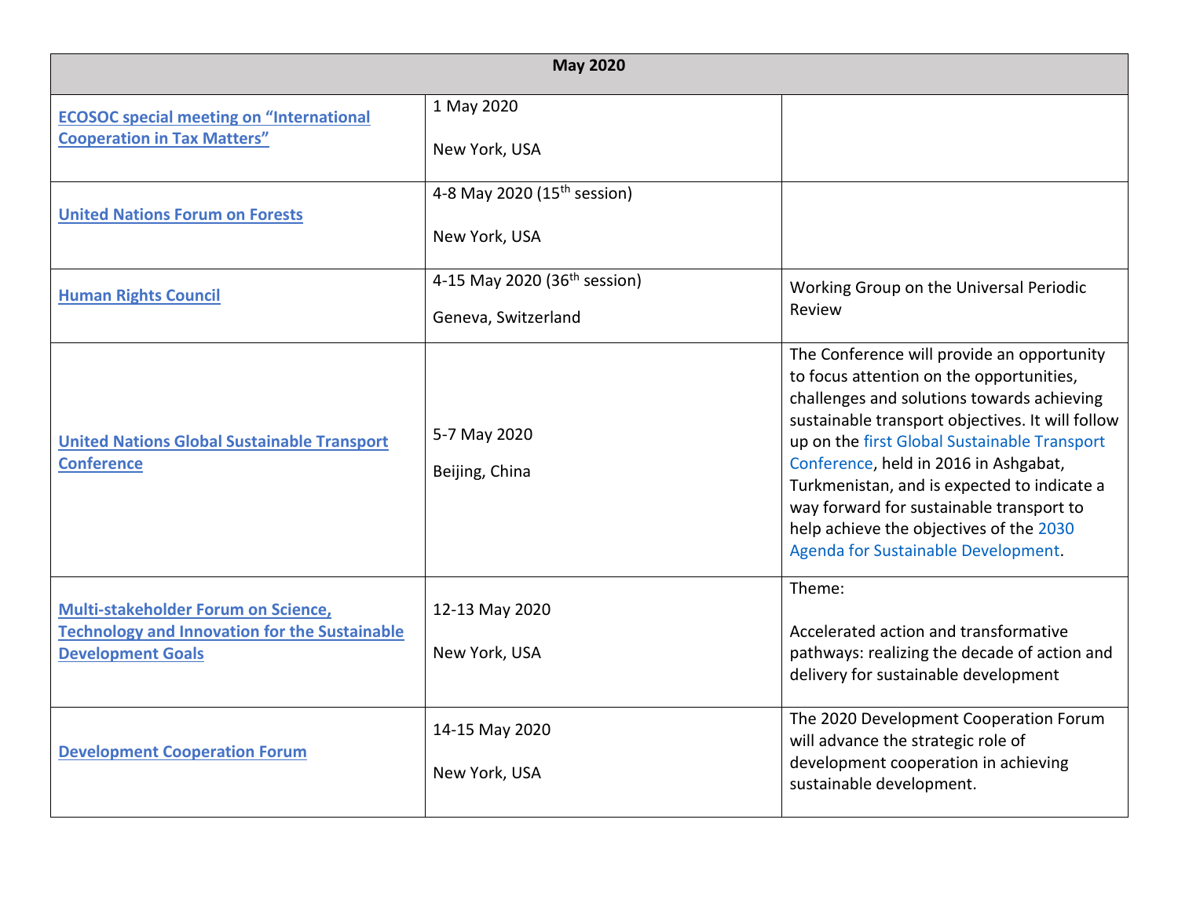| May 2020 | | |
|---|---|---|
| **ECOSOC special meeting on "International Cooperation in Tax Matters"** | 1 May 2020<br><br>New York, USA | |
| **United Nations Forum on Forests** | 4-8 May 2020 (15th session)<br><br>New York, USA | |
| **Human Rights Council** | 4-15 May 2020 (36th session)<br><br>Geneva, Switzerland | Working Group on the Universal Periodic Review |
| **United Nations Global Sustainable Transport Conference** | 5-7 May 2020<br><br>Beijing, China | The Conference will provide an opportunity to focus attention on the opportunities, challenges and solutions towards achieving sustainable transport objectives. It will follow up on the first Global Sustainable Transport Conference, held in 2016 in Ashgabat, Turkmenistan, and is expected to indicate a way forward for sustainable transport to help achieve the objectives of the 2030 Agenda for Sustainable Development. |
| **Multi-stakeholder Forum on Science, Technology and Innovation for the Sustainable Development Goals** | 12-13 May 2020<br><br>New York, USA | Theme:<br><br>Accelerated action and transformative pathways: realizing the decade of action and delivery for sustainable development |
| **Development Cooperation Forum** | 14-15 May 2020<br><br>New York, USA | The 2020 Development Cooperation Forum will advance the strategic role of development cooperation in achieving sustainable development. |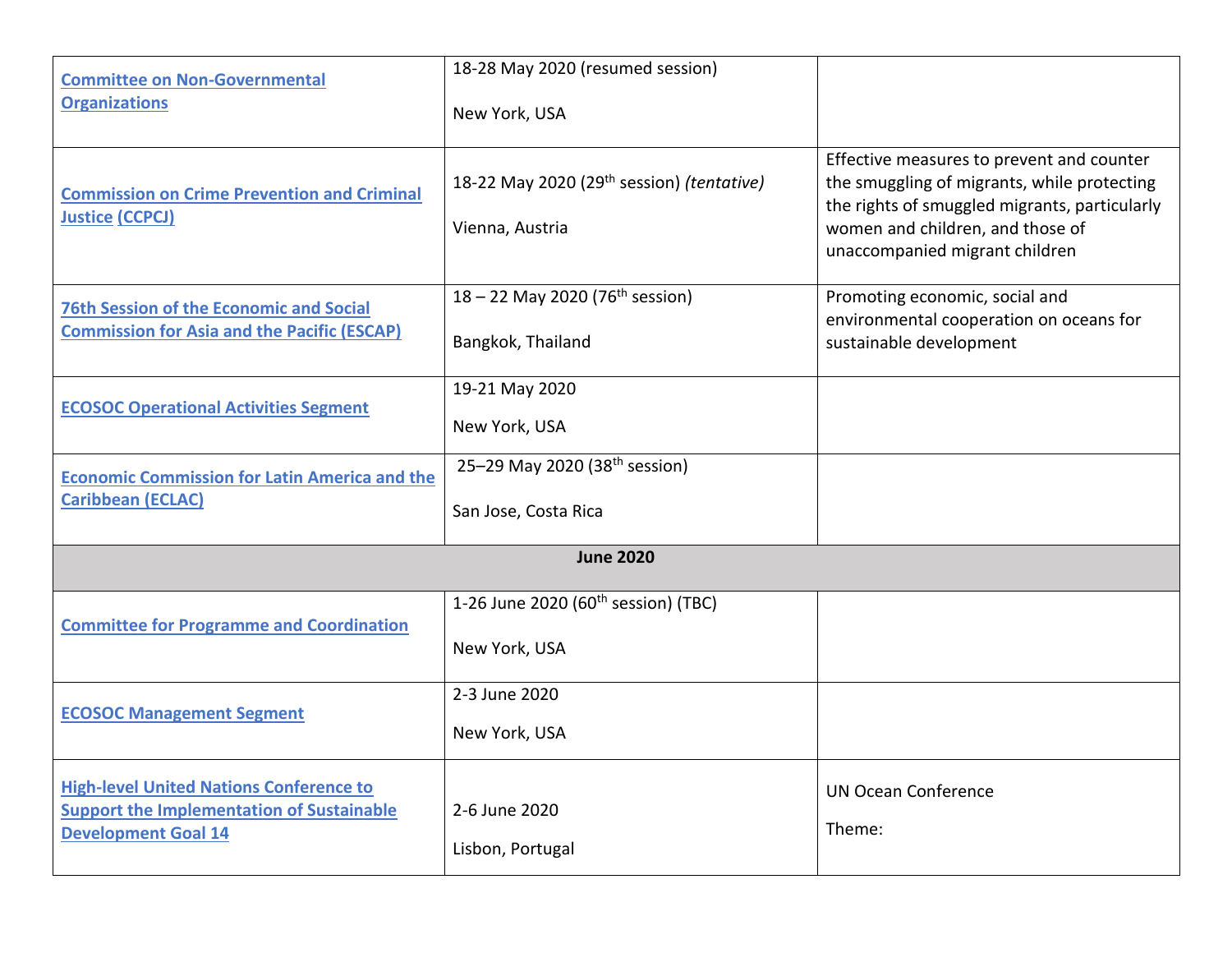| | | |
|---|---|---|
| Committee on Non-Governmental Organizations | 18-28 May 2020 (resumed session)<br><br>New York, USA | |
| Commission on Crime Prevention and Criminal Justice (CCPCJ) | 18-22 May 2020 (29th session) *(tentative)*<br><br>Vienna, Austria | Effective measures to prevent and counter the smuggling of migrants, while protecting the rights of smuggled migrants, particularly women and children, and those of unaccompanied migrant children |
| 76th Session of the Economic and Social Commission for Asia and the Pacific (ESCAP) | 18 – 22 May 2020 (76th session)<br><br>Bangkok, Thailand | Promoting economic, social and environmental cooperation on oceans for sustainable development |
| ECOSOC Operational Activities Segment | 19-21 May 2020<br><br>New York, USA | |
| Economic Commission for Latin America and the Caribbean (ECLAC) | 25–29 May 2020 (38th session)<br><br>San Jose, Costa Rica | |
| **June 2020** | | |
| Committee for Programme and Coordination | 1-26 June 2020 (60th session) (TBC)<br><br>New York, USA | |
| ECOSOC Management Segment | 2-3 June 2020<br><br>New York, USA | |
| High-level United Nations Conference to Support the Implementation of Sustainable Development Goal 14 | 2-6 June 2020<br><br>Lisbon, Portugal | UN Ocean Conference<br><br>Theme: |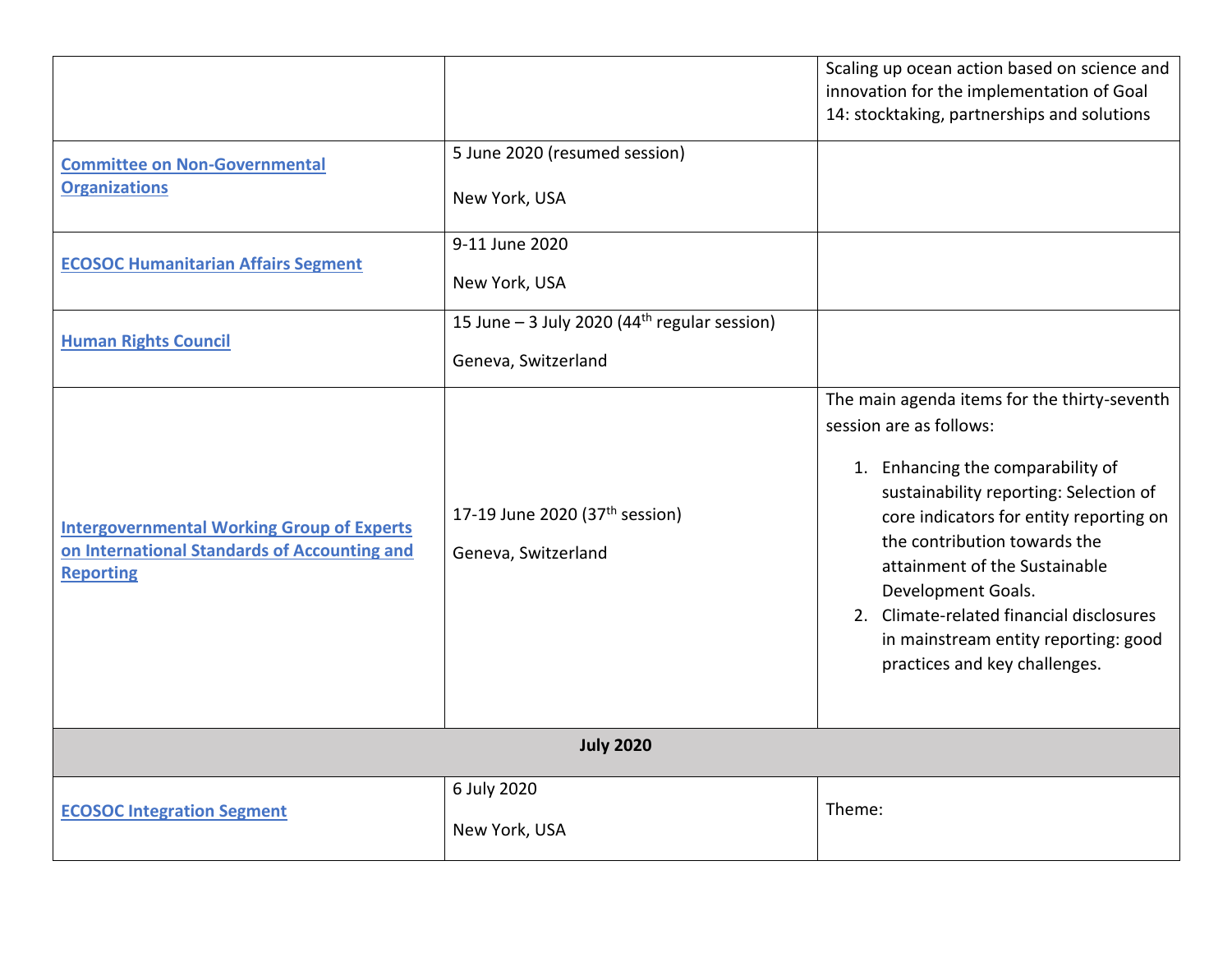| | | |
|---|---|---|
| | | Scaling up ocean action based on science and innovation for the implementation of Goal 14: stocktaking, partnerships and solutions |
| **Committee on Non-Governmental Organizations** | 5 June 2020 (resumed session)<br><br>New York, USA | |
| **ECOSOC Humanitarian Affairs Segment** | 9-11 June 2020<br><br>New York, USA | |
| **Human Rights Council** | 15 June – 3 July 2020 (44th regular session)<br><br>Geneva, Switzerland | |
| **Intergovernmental Working Group of Experts on International Standards of Accounting and Reporting** | 17-19 June 2020 (37th session)<br><br>Geneva, Switzerland | The main agenda items for the thirty-seventh session are as follows:<br><br>1. Enhancing the comparability of sustainability reporting: Selection of core indicators for entity reporting on the contribution towards the attainment of the Sustainable Development Goals.<br>2. Climate-related financial disclosures in mainstream entity reporting: good practices and key challenges. |
| **July 2020** | | |
| **ECOSOC Integration Segment** | 6 July 2020<br><br>New York, USA | Theme: |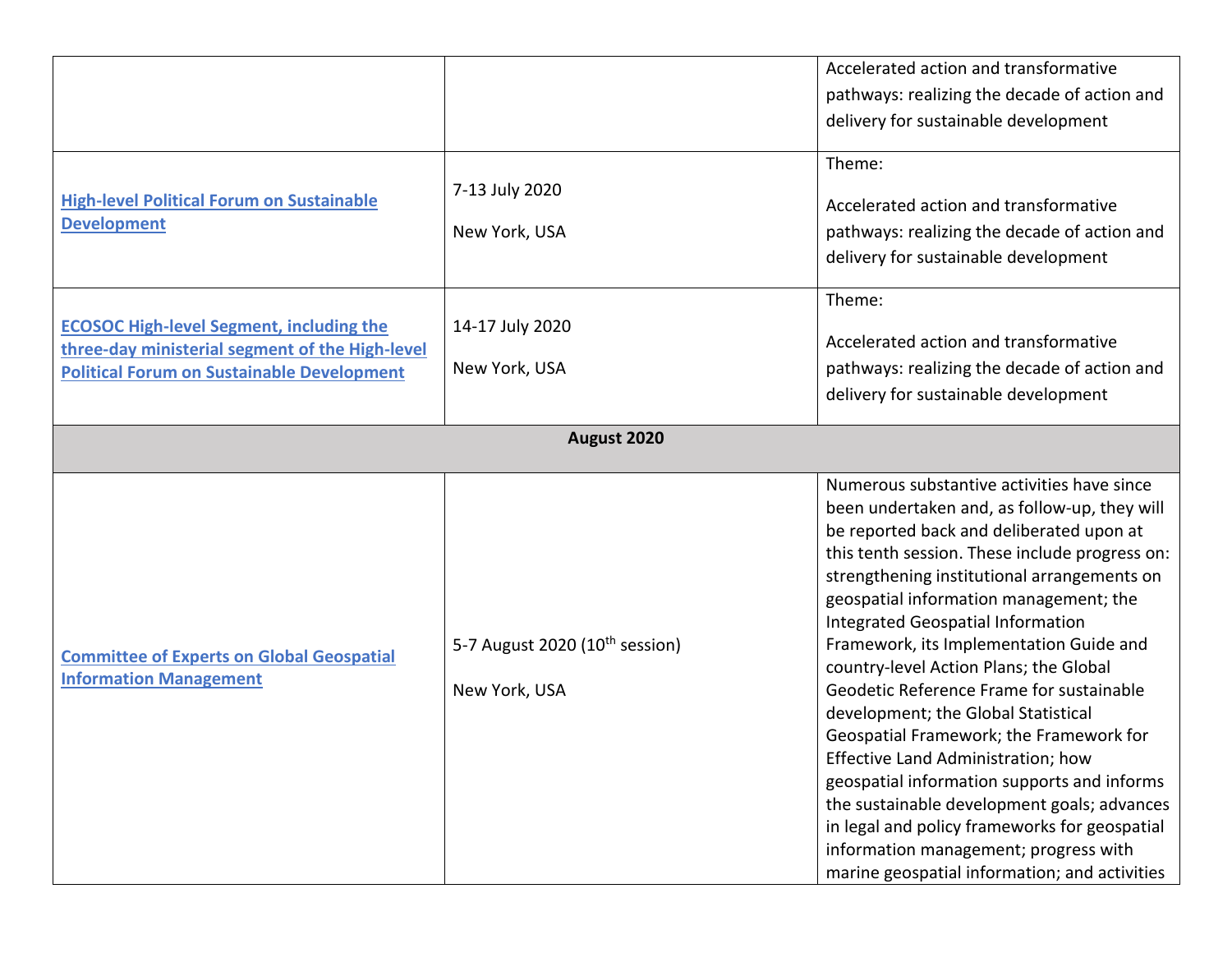| | | |
|---|---|---|
| | | Accelerated action and transformative pathways: realizing the decade of action and delivery for sustainable development |
| **High-level Political Forum on Sustainable Development** | 7-13 July 2020<br><br>New York, USA | Theme:<br><br>Accelerated action and transformative pathways: realizing the decade of action and delivery for sustainable development |
| **ECOSOC High-level Segment, including the three-day ministerial segment of the High-level Political Forum on Sustainable Development** | 14-17 July 2020<br><br>New York, USA | Theme:<br><br>Accelerated action and transformative pathways: realizing the decade of action and delivery for sustainable development |
| **August 2020** | | |
| **Committee of Experts on Global Geospatial Information Management** | 5-7 August 2020 (10th session)<br><br>New York, USA | Numerous substantive activities have since been undertaken and, as follow-up, they will be reported back and deliberated upon at this tenth session. These include progress on: strengthening institutional arrangements on geospatial information management; the Integrated Geospatial Information Framework, its Implementation Guide and country-level Action Plans; the Global Geodetic Reference Frame for sustainable development; the Global Statistical Geospatial Framework; the Framework for Effective Land Administration; how geospatial information supports and informs the sustainable development goals; advances in legal and policy frameworks for geospatial information management; progress with marine geospatial information; and activities |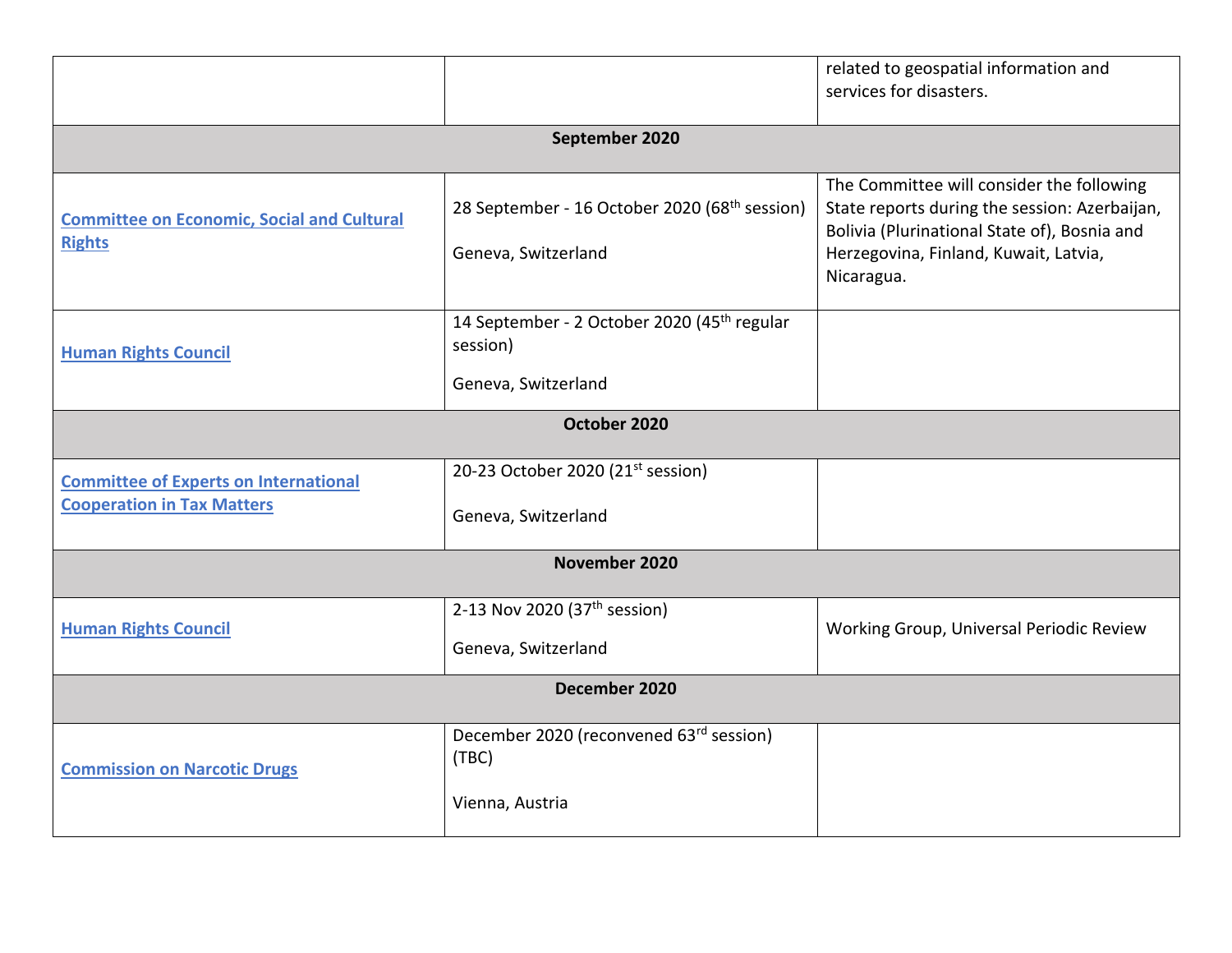| | | |
|---|---|---|
| | | related to geospatial information and services for disasters. |
| **September 2020** | | |
| **Committee on Economic, Social and Cultural Rights** | 28 September - 16 October 2020 (68th session)<br><br>Geneva, Switzerland | The Committee will consider the following State reports during the session: Azerbaijan, Bolivia (Plurinational State of), Bosnia and Herzegovina, Finland, Kuwait, Latvia, Nicaragua. |
| **Human Rights Council** | 14 September - 2 October 2020 (45th regular session)<br><br>Geneva, Switzerland | |
| **October 2020** | | |
| **Committee of Experts on International Cooperation in Tax Matters** | 20-23 October 2020 (21st session)<br><br>Geneva, Switzerland | |
| **November 2020** | | |
| **Human Rights Council** | 2-13 Nov 2020 (37th session)<br><br>Geneva, Switzerland | Working Group, Universal Periodic Review |
| **December 2020** | | |
| **Commission on Narcotic Drugs** | December 2020 (reconvened 63rd session) (TBC)<br><br>Vienna, Austria | |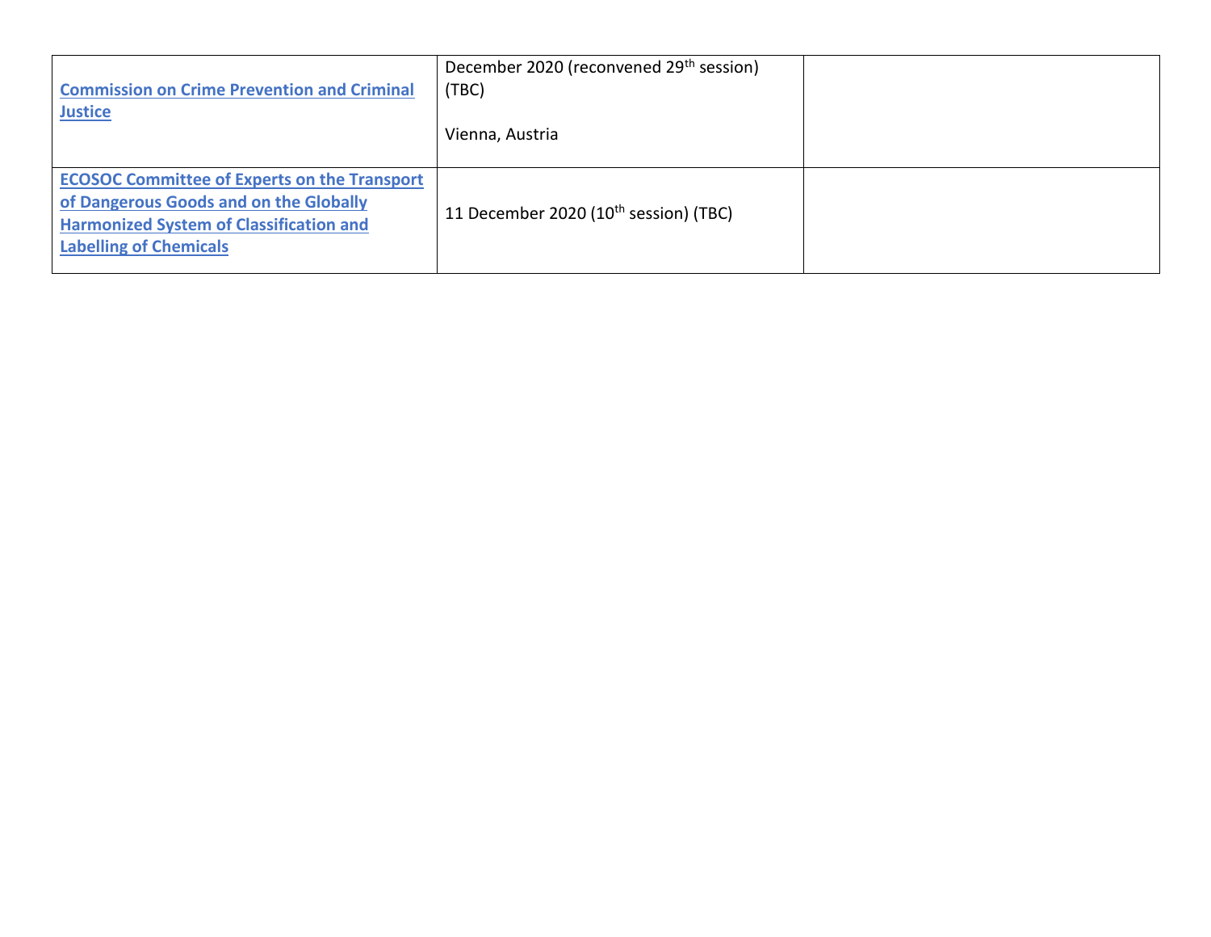| | | |
|---|---|---|
| **Commission on Crime Prevention and Criminal Justice** | December 2020 (reconvened 29th session) (TBC)<br><br>Vienna, Austria | |
| **ECOSOC Committee of Experts on the Transport of Dangerous Goods and on the Globally Harmonized System of Classification and Labelling of Chemicals** | 11 December 2020 (10th session) (TBC) | |